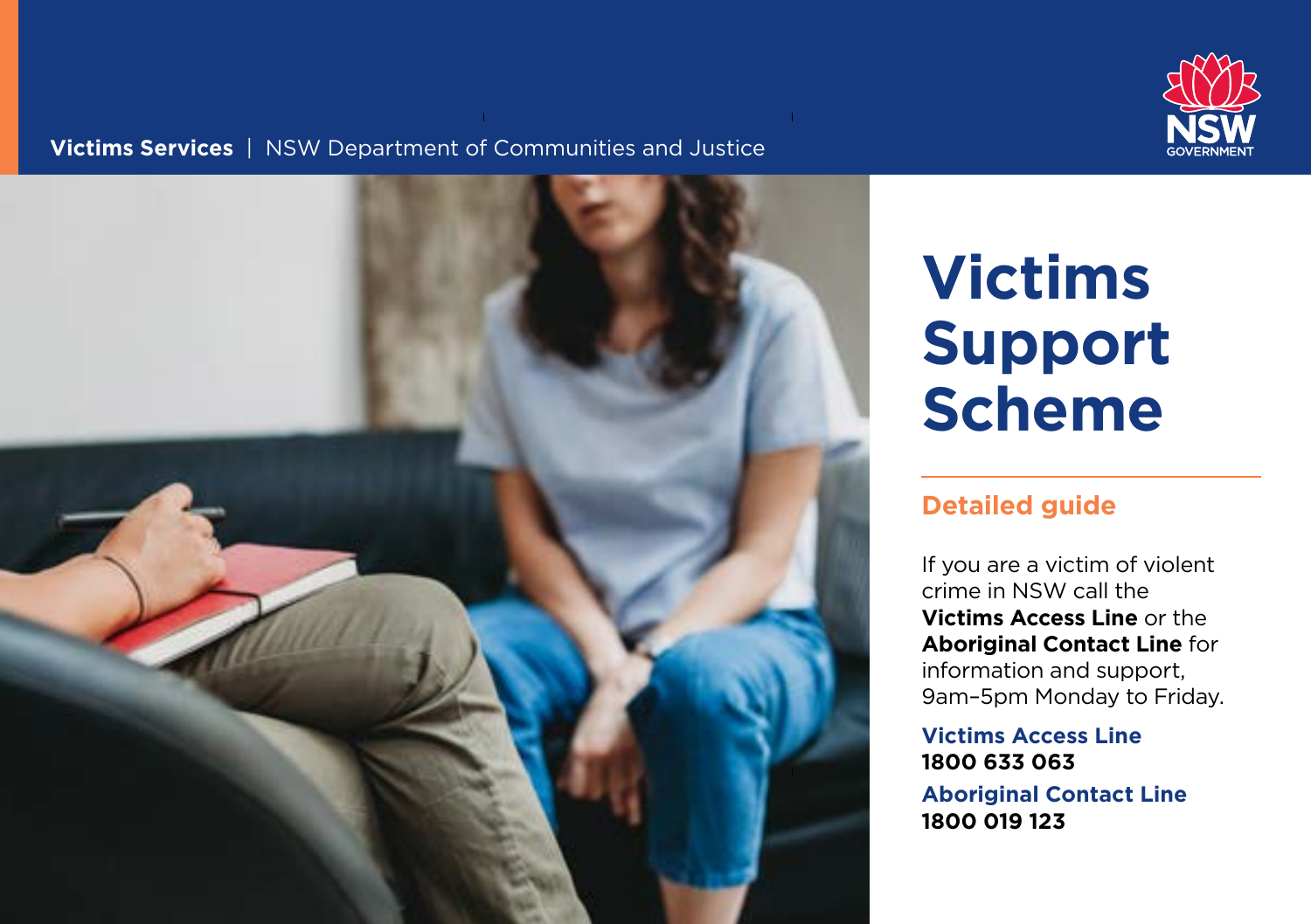**Victims Services** | NSW Department of Communities and Justice

# Victims Support Scheme

## Detailed guide

If you are a victim of violent crime in NSW call the **Victims Access Line** or the **Aboriginal Contact Line** for information and support, 9am–5pm Monday to Friday.

**Victims Access Line**
**1800 633 063**

**Aboriginal Contact Line**
**1800 019 123**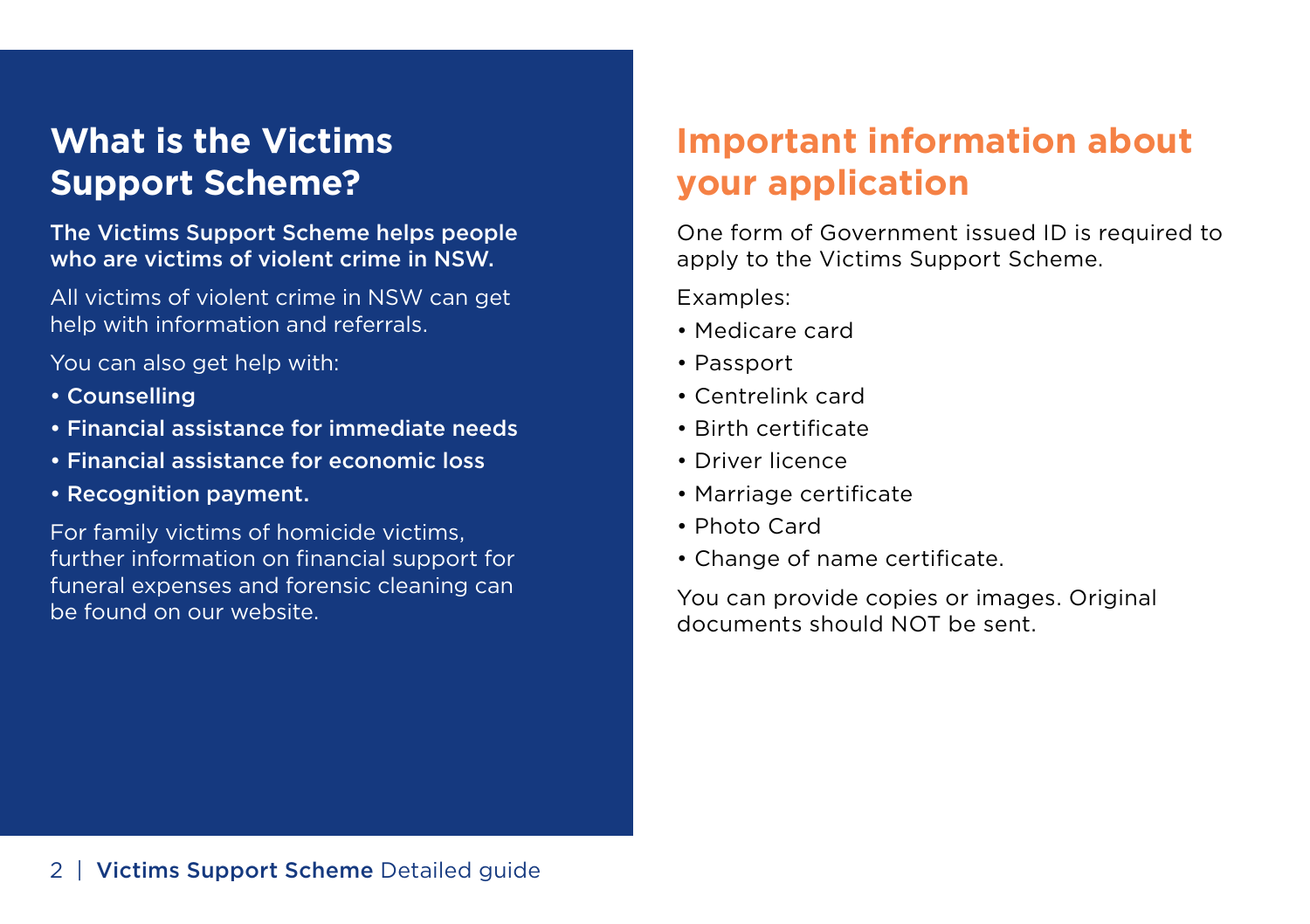## What is the Victims Support Scheme?

**The Victims Support Scheme helps people who are victims of violent crime in NSW.**

All victims of violent crime in NSW can get help with information and referrals.

You can also get help with:

- **Counselling**
- **Financial assistance for immediate needs**
- **Financial assistance for economic loss**
- **Recognition payment.**

For family victims of homicide victims, further information on financial support for funeral expenses and forensic cleaning can be found on our website.

## Important information about your application

One form of Government issued ID is required to apply to the Victims Support Scheme.

Examples:

- Medicare card
- Passport
- Centrelink card
- Birth certificate
- Driver licence
- Marriage certificate
- Photo Card
- Change of name certificate.

You can provide copies or images. Original documents should NOT be sent.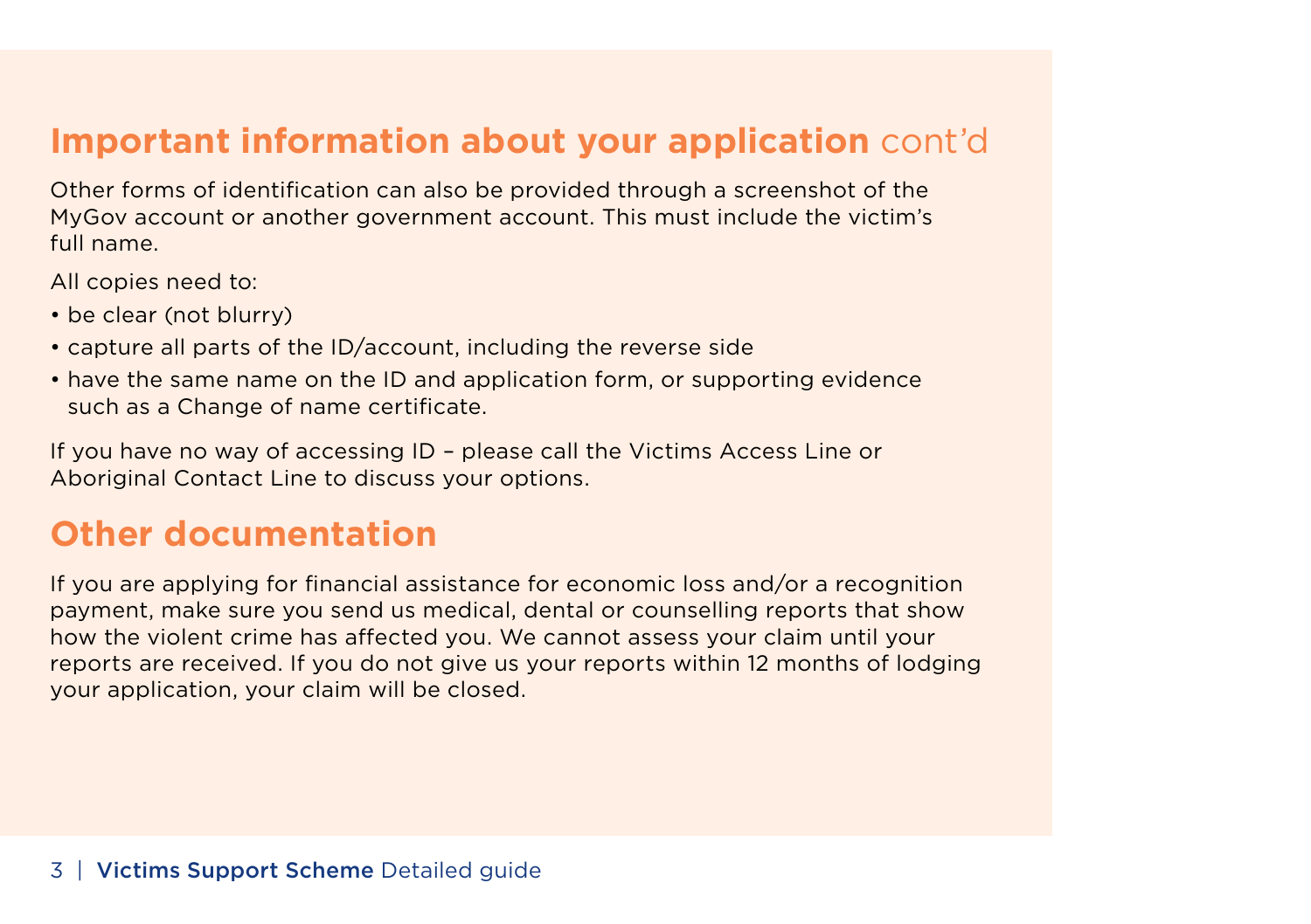## **Important information about your application** cont'd

Other forms of identification can also be provided through a screenshot of the MyGov account or another government account. This must include the victim's full name.

All copies need to:

- be clear (not blurry)
- capture all parts of the ID/account, including the reverse side
- have the same name on the ID and application form, or supporting evidence such as a Change of name certificate.

If you have no way of accessing ID – please call the Victims Access Line or Aboriginal Contact Line to discuss your options.

## Other documentation

If you are applying for financial assistance for economic loss and/or a recognition payment, make sure you send us medical, dental or counselling reports that show how the violent crime has affected you. We cannot assess your claim until your reports are received. If you do not give us your reports within 12 months of lodging your application, your claim will be closed.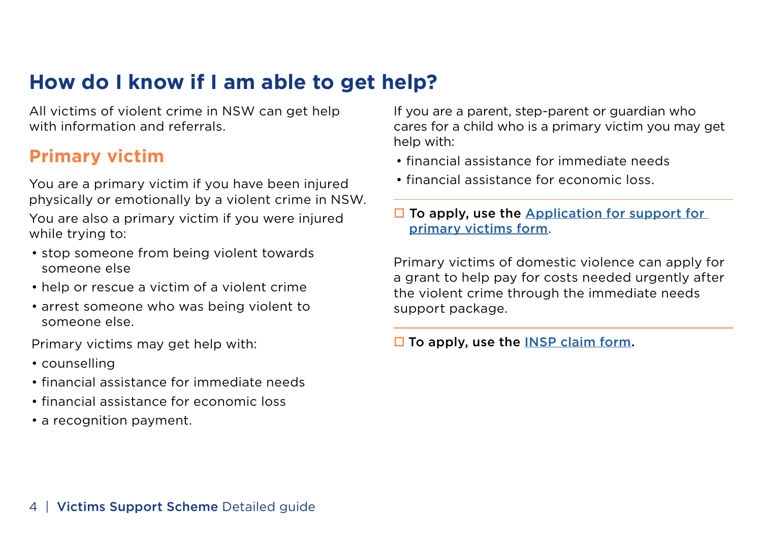# How do I know if I am able to get help?

All victims of violent crime in NSW can get help with information and referrals.

## Primary victim

You are a primary victim if you have been injured physically or emotionally by a violent crime in NSW.

You are also a primary victim if you were injured while trying to:

- stop someone from being violent towards someone else
- help or rescue a victim of a violent crime
- arrest someone who was being violent to someone else.

Primary victims may get help with:

- counselling
- financial assistance for immediate needs
- financial assistance for economic loss
- a recognition payment.

If you are a parent, step-parent or guardian who cares for a child who is a primary victim you may get help with:

- financial assistance for immediate needs
- financial assistance for economic loss.

---

☐ **To apply, use the Application for support for primary victims form.**

Primary victims of domestic violence can apply for a grant to help pay for costs needed urgently after the violent crime through the immediate needs support package.

---

☐ **To apply, use the INSP claim form.**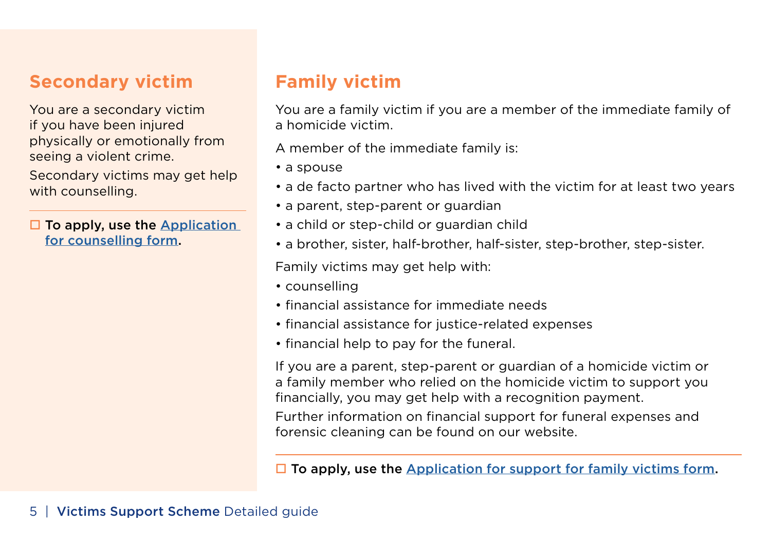## Secondary victim

You are a secondary victim if you have been injured physically or emotionally from seeing a violent crime.

Secondary victims may get help with counselling.

☐ **To apply, use the Application for counselling form.**

## Family victim

You are a family victim if you are a member of the immediate family of a homicide victim.

A member of the immediate family is:

- a spouse
- a de facto partner who has lived with the victim for at least two years
- a parent, step-parent or guardian
- a child or step-child or guardian child
- a brother, sister, half-brother, half-sister, step-brother, step-sister.

Family victims may get help with:

- counselling
- financial assistance for immediate needs
- financial assistance for justice-related expenses
- financial help to pay for the funeral.

If you are a parent, step-parent or guardian of a homicide victim or a family member who relied on the homicide victim to support you financially, you may get help with a recognition payment.

Further information on financial support for funeral expenses and forensic cleaning can be found on our website.

☐ **To apply, use the Application for support for family victims form.**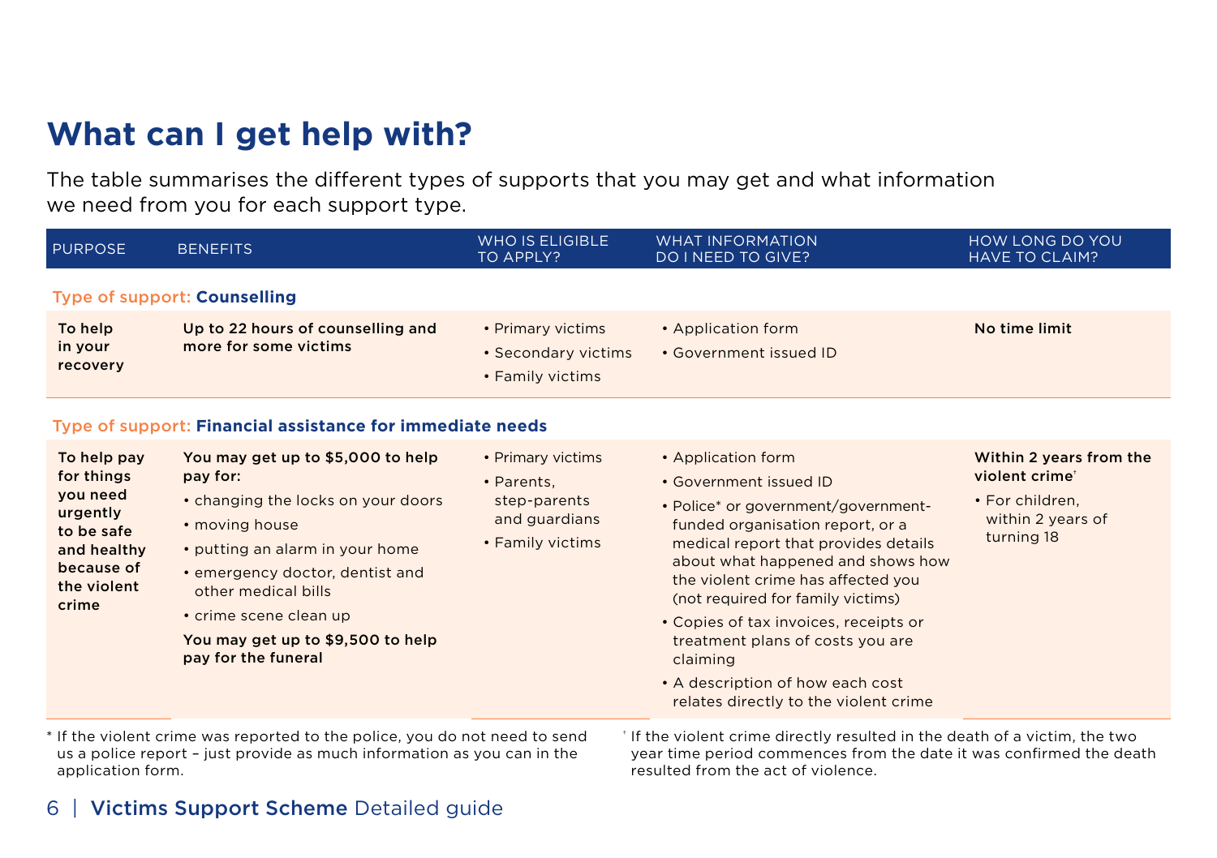# What can I get help with?

The table summarises the different types of supports that you may get and what information we need from you for each support type.

| PURPOSE | BENEFITS | WHO IS ELIGIBLE TO APPLY? | WHAT INFORMATION DO I NEED TO GIVE? | HOW LONG DO YOU HAVE TO CLAIM? |
|---|---|---|---|---|
| **Type of support: Counselling** | | | | |
| **To help in your recovery** | **Up to 22 hours of counselling and more for some victims** | • Primary victims<br>• Secondary victims<br>• Family victims | • Application form<br>• Government issued ID | **No time limit** |
| **Type of support: Financial assistance for immediate needs** | | | | |
| **To help pay for things you need urgently to be safe and healthy because of the violent crime** | **You may get up to $5,000 to help pay for:**<br>• changing the locks on your doors<br>• moving house<br>• putting an alarm in your home<br>• emergency doctor, dentist and other medical bills<br>• crime scene clean up<br>**You may get up to $9,500 to help pay for the funeral** | • Primary victims<br>• Parents, step-parents and guardians<br>• Family victims | • Application form<br>• Government issued ID<br>• Police* or government/government-funded organisation report, or a medical report that provides details about what happened and shows how the violent crime has affected you (not required for family victims)<br>• Copies of tax invoices, receipts or treatment plans of costs you are claiming<br>• A description of how each cost relates directly to the violent crime | **Within 2 years from the violent crime†**<br>• For children, within 2 years of turning 18 |

\* If the violent crime was reported to the police, you do not need to send us a police report – just provide as much information as you can in the application form.

† If the violent crime directly resulted in the death of a victim, the two year time period commences from the date it was confirmed the death resulted from the act of violence.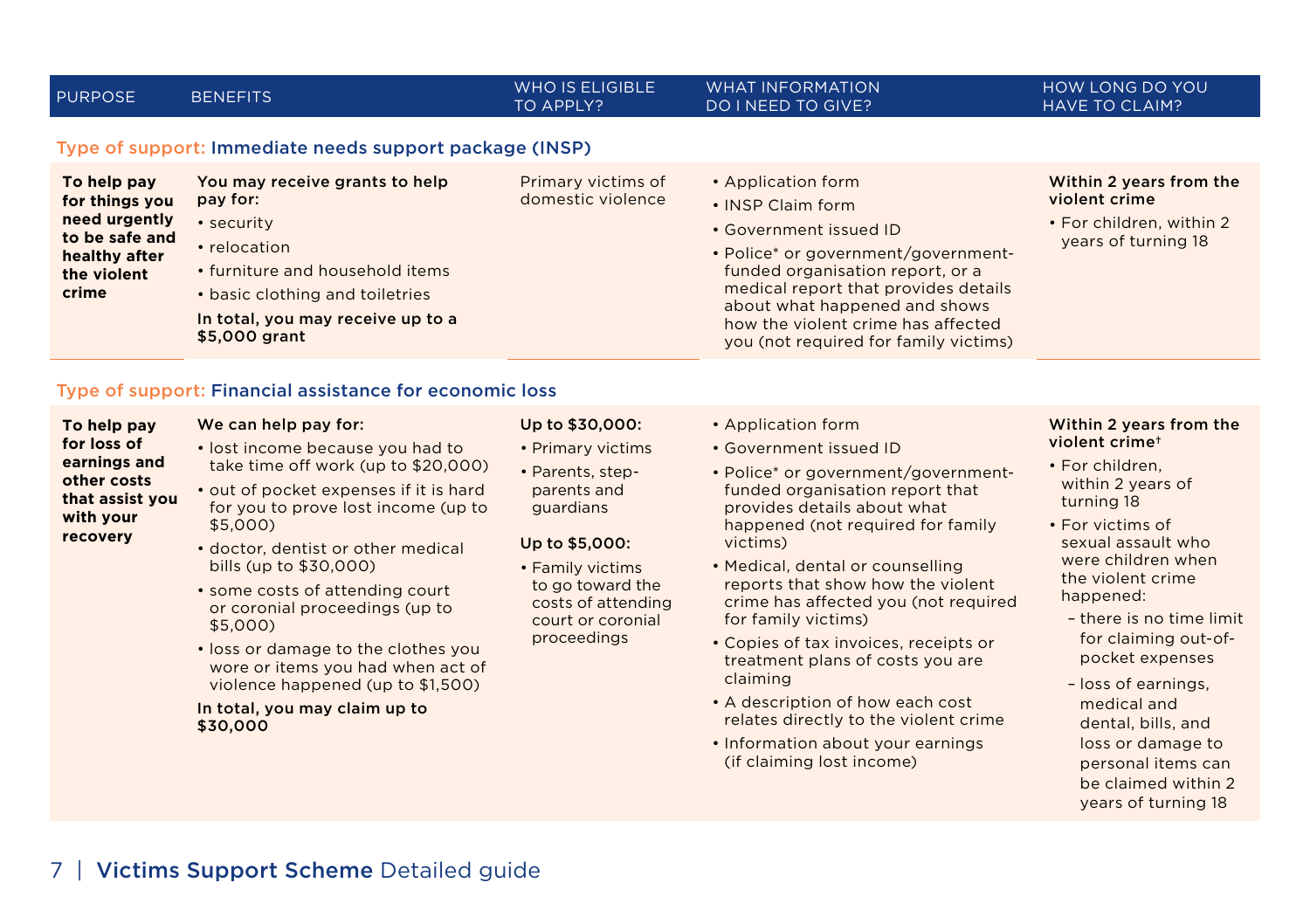| PURPOSE | BENEFITS | WHO IS ELIGIBLE TO APPLY? | WHAT INFORMATION DO I NEED TO GIVE? | HOW LONG DO YOU HAVE TO CLAIM? |
|---|---|---|---|---|
| **Type of support: Immediate needs support package (INSP)** | | | | |
| **To help pay for things you need urgently to be safe and healthy after the violent crime** | **You may receive grants to help pay for:**<br>• security<br>• relocation<br>• furniture and household items<br>• basic clothing and toiletries<br>**In total, you may receive up to a $5,000 grant** | Primary victims of domestic violence | • Application form<br>• INSP Claim form<br>• Government issued ID<br>• Police* or government/government-funded organisation report, or a medical report that provides details about what happened and shows how the violent crime has affected you (not required for family victims) | **Within 2 years from the violent crime**<br>• For children, within 2 years of turning 18 |
| **Type of support: Financial assistance for economic loss** | | | | |
| **To help pay for loss of earnings and other costs that assist you with your recovery** | **We can help pay for:**<br>• lost income because you had to take time off work (up to $20,000)<br>• out of pocket expenses if it is hard for you to prove lost income (up to $5,000)<br>• doctor, dentist or other medical bills (up to $30,000)<br>• some costs of attending court or coronial proceedings (up to $5,000)<br>• loss or damage to the clothes you wore or items you had when act of violence happened (up to $1,500)<br>**In total, you may claim up to $30,000** | **Up to $30,000:**<br>• Primary victims<br>• Parents, step-parents and guardians<br>**Up to $5,000:**<br>• Family victims to go toward the costs of attending court or coronial proceedings | • Application form<br>• Government issued ID<br>• Police* or government/government-funded organisation report that provides details about what happened (not required for family victims)<br>• Medical, dental or counselling reports that show how the violent crime has affected you (not required for family victims)<br>• Copies of tax invoices, receipts or treatment plans of costs you are claiming<br>• A description of how each cost relates directly to the violent crime<br>• Information about your earnings (if claiming lost income) | **Within 2 years from the violent crime†**<br>• For children, within 2 years of turning 18<br>• For victims of sexual assault who were children when the violent crime happened:<br>– there is no time limit for claiming out-of-pocket expenses<br>– loss of earnings, medical and dental, bills, and loss or damage to personal items can be claimed within 2 years of turning 18 |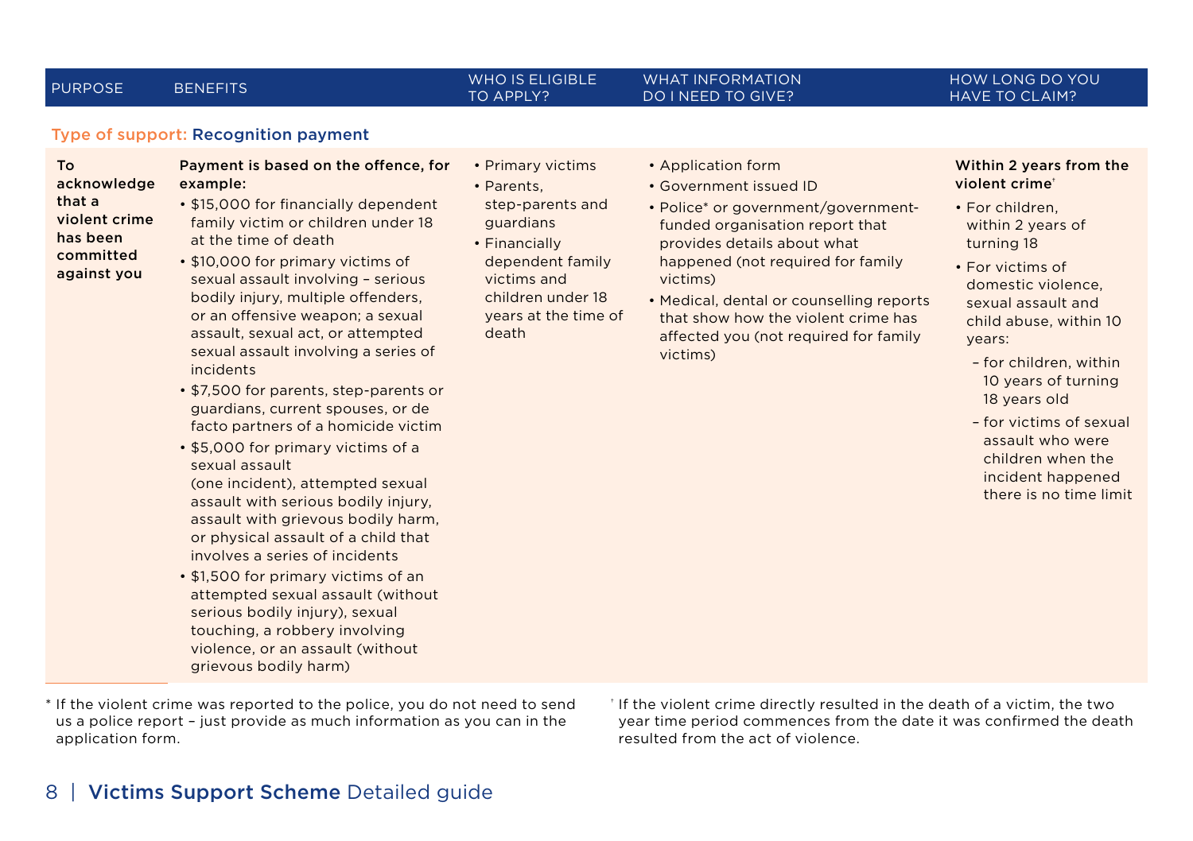| PURPOSE | BENEFITS | WHO IS ELIGIBLE TO APPLY? | WHAT INFORMATION DO I NEED TO GIVE? | HOW LONG DO YOU HAVE TO CLAIM? |
|---|---|---|---|---|
| **Type of support: Recognition payment** | | | | |
| **To acknowledge that a violent crime has been committed against you** | **Payment is based on the offence, for example:**<br>• $15,000 for financially dependent family victim or children under 18 at the time of death<br>• $10,000 for primary victims of sexual assault involving – serious bodily injury, multiple offenders, or an offensive weapon; a sexual assault, sexual act, or attempted sexual assault involving a series of incidents<br>• $7,500 for parents, step-parents or guardians, current spouses, or de facto partners of a homicide victim<br>• $5,000 for primary victims of a sexual assault (one incident), attempted sexual assault with serious bodily injury, assault with grievous bodily harm, or physical assault of a child that involves a series of incidents<br>• $1,500 for primary victims of an attempted sexual assault (without serious bodily injury), sexual touching, a robbery involving violence, or an assault (without grievous bodily harm) | • Primary victims<br>• Parents, step-parents and guardians<br>• Financially dependent family victims and children under 18 years at the time of death | • Application form<br>• Government issued ID<br>• Police* or government/government-funded organisation report that provides details about what happened (not required for family victims)<br>• Medical, dental or counselling reports that show how the violent crime has affected you (not required for family victims) | **Within 2 years from the violent crime**[†]<br>• For children, within 2 years of turning 18<br>• For victims of domestic violence, sexual assault and child abuse, within 10 years:<br>– for children, within 10 years of turning 18 years old<br>– for victims of sexual assault who were children when the incident happened there is no time limit |

\* If the violent crime was reported to the police, you do not need to send us a police report – just provide as much information as you can in the application form.

[†] If the violent crime directly resulted in the death of a victim, the two year time period commences from the date it was confirmed the death resulted from the act of violence.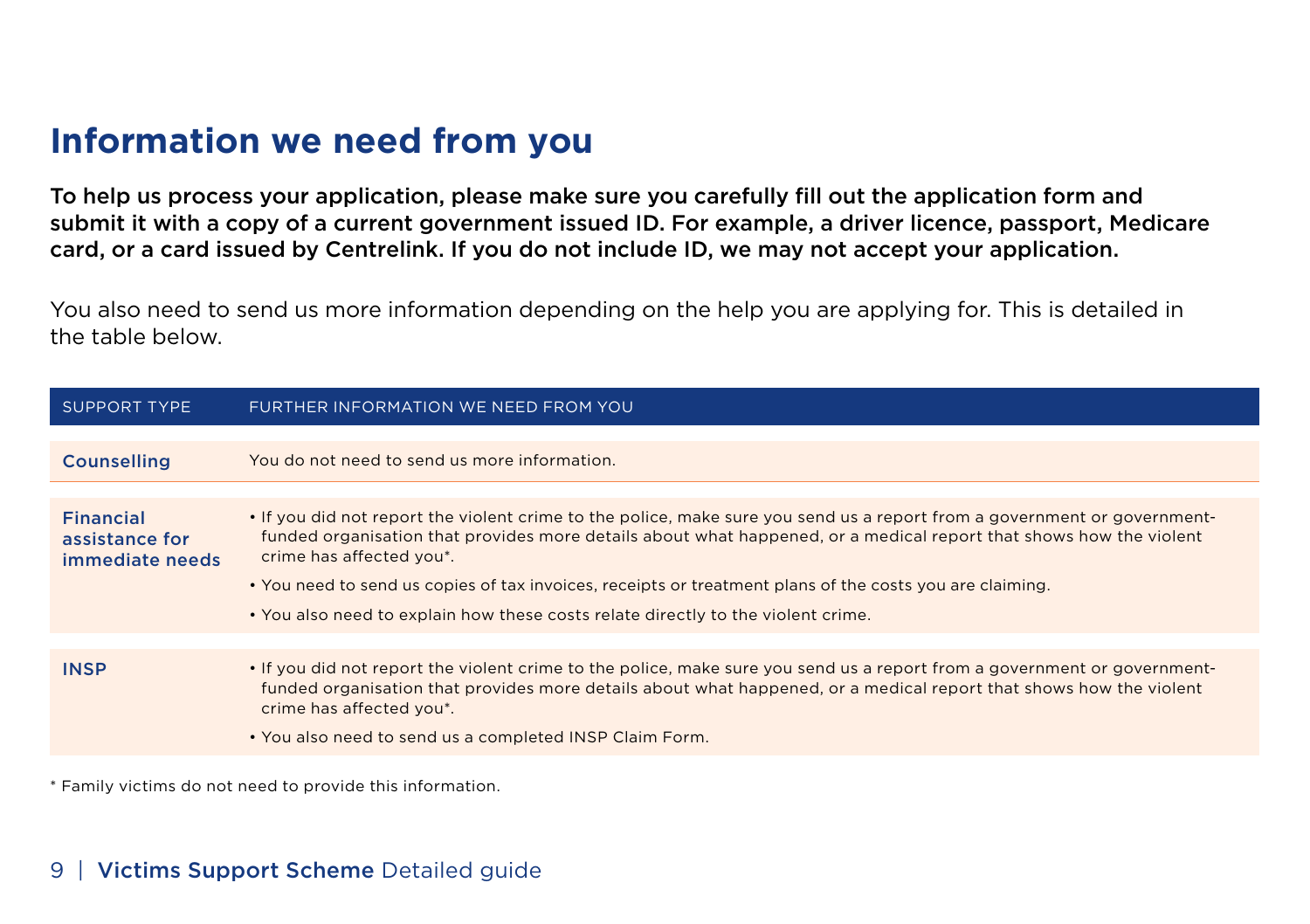# Information we need from you

**To help us process your application, please make sure you carefully fill out the application form and submit it with a copy of a current government issued ID. For example, a driver licence, passport, Medicare card, or a card issued by Centrelink. If you do not include ID, we may not accept your application.**

You also need to send us more information depending on the help you are applying for. This is detailed in the table below.

| SUPPORT TYPE | FURTHER INFORMATION WE NEED FROM YOU |
|---|---|
| **Counselling** | You do not need to send us more information. |
| **Financial assistance for immediate needs** | • If you did not report the violent crime to the police, make sure you send us a report from a government or government-funded organisation that provides more details about what happened, or a medical report that shows how the violent crime has affected you*.<br>• You need to send us copies of tax invoices, receipts or treatment plans of the costs you are claiming.<br>• You also need to explain how these costs relate directly to the violent crime. |
| **INSP** | • If you did not report the violent crime to the police, make sure you send us a report from a government or government-funded organisation that provides more details about what happened, or a medical report that shows how the violent crime has affected you*.<br>• You also need to send us a completed INSP Claim Form. |

* Family victims do not need to provide this information.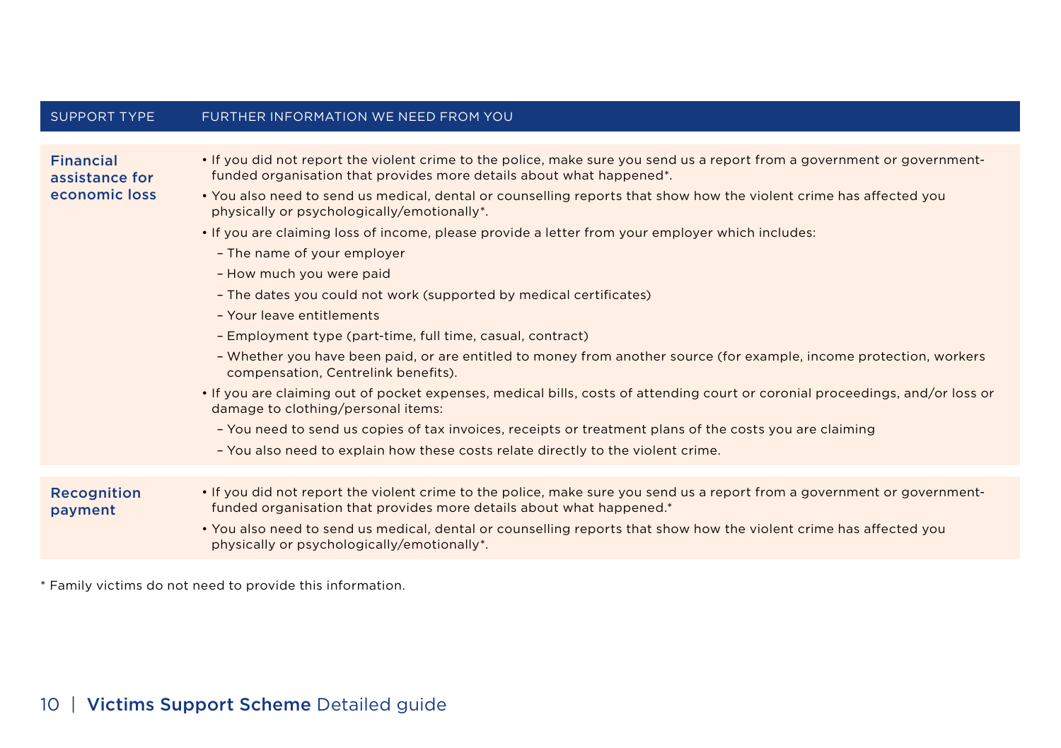| SUPPORT TYPE | FURTHER INFORMATION WE NEED FROM YOU |
|---|---|
| **Financial assistance for economic loss** | • If you did not report the violent crime to the police, make sure you send us a report from a government or government-funded organisation that provides more details about what happened*.<br>• You also need to send us medical, dental or counselling reports that show how the violent crime has affected you physically or psychologically/emotionally*.<br>• If you are claiming loss of income, please provide a letter from your employer which includes:<br>– The name of your employer<br>– How much you were paid<br>– The dates you could not work (supported by medical certificates)<br>– Your leave entitlements<br>– Employment type (part-time, full time, casual, contract)<br>– Whether you have been paid, or are entitled to money from another source (for example, income protection, workers compensation, Centrelink benefits).<br>• If you are claiming out of pocket expenses, medical bills, costs of attending court or coronial proceedings, and/or loss or damage to clothing/personal items:<br>– You need to send us copies of tax invoices, receipts or treatment plans of the costs you are claiming<br>– You also need to explain how these costs relate directly to the violent crime. |
| **Recognition payment** | • If you did not report the violent crime to the police, make sure you send us a report from a government or government-funded organisation that provides more details about what happened.*<br>• You also need to send us medical, dental or counselling reports that show how the violent crime has affected you physically or psychologically/emotionally*. |

* Family victims do not need to provide this information.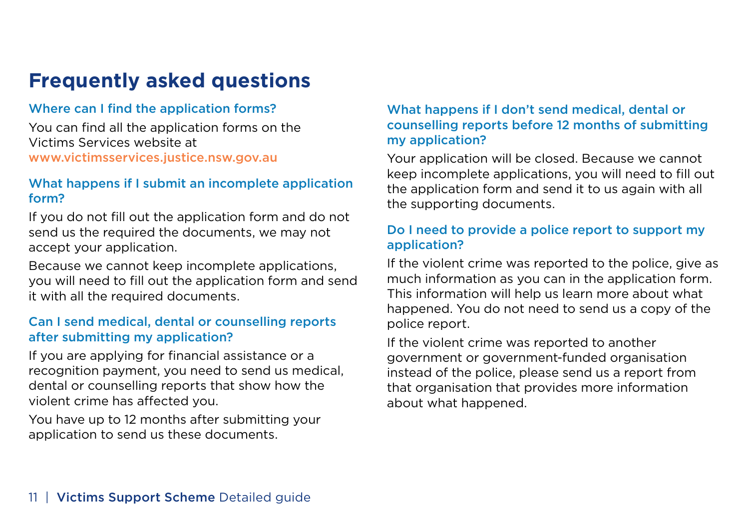# Frequently asked questions

### Where can I find the application forms?

You can find all the application forms on the Victims Services website at **www.victimsservices.justice.nsw.gov.au**

### What happens if I submit an incomplete application form?

If you do not fill out the application form and do not send us the required the documents, we may not accept your application.

Because we cannot keep incomplete applications, you will need to fill out the application form and send it with all the required documents.

### Can I send medical, dental or counselling reports after submitting my application?

If you are applying for financial assistance or a recognition payment, you need to send us medical, dental or counselling reports that show how the violent crime has affected you.

You have up to 12 months after submitting your application to send us these documents.

### What happens if I don't send medical, dental or counselling reports before 12 months of submitting my application?

Your application will be closed. Because we cannot keep incomplete applications, you will need to fill out the application form and send it to us again with all the supporting documents.

### Do I need to provide a police report to support my application?

If the violent crime was reported to the police, give as much information as you can in the application form. This information will help us learn more about what happened. You do not need to send us a copy of the police report.

If the violent crime was reported to another government or government-funded organisation instead of the police, please send us a report from that organisation that provides more information about what happened.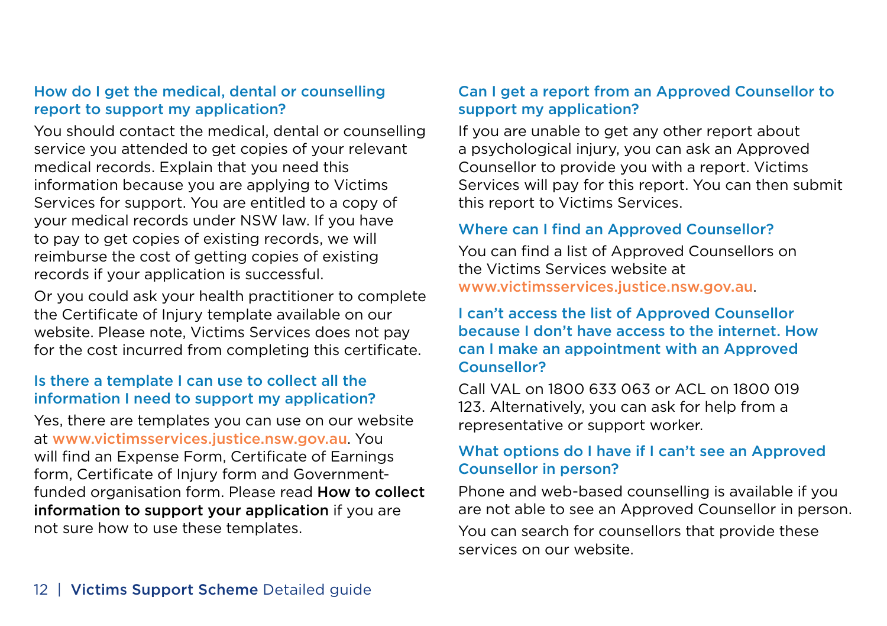### How do I get the medical, dental or counselling report to support my application?

You should contact the medical, dental or counselling service you attended to get copies of your relevant medical records. Explain that you need this information because you are applying to Victims Services for support. You are entitled to a copy of your medical records under NSW law. If you have to pay to get copies of existing records, we will reimburse the cost of getting copies of existing records if your application is successful.

Or you could ask your health practitioner to complete the Certificate of Injury template available on our website. Please note, Victims Services does not pay for the cost incurred from completing this certificate.

### Is there a template I can use to collect all the information I need to support my application?

Yes, there are templates you can use on our website at www.victimsservices.justice.nsw.gov.au. You will find an Expense Form, Certificate of Earnings form, Certificate of Injury form and Government-funded organisation form. Please read **How to collect information to support your application** if you are not sure how to use these templates.

### Can I get a report from an Approved Counsellor to support my application?

If you are unable to get any other report about a psychological injury, you can ask an Approved Counsellor to provide you with a report. Victims Services will pay for this report. You can then submit this report to Victims Services.

### Where can I find an Approved Counsellor?

You can find a list of Approved Counsellors on the Victims Services website at www.victimsservices.justice.nsw.gov.au.

### I can't access the list of Approved Counsellor because I don't have access to the internet. How can I make an appointment with an Approved Counsellor?

Call VAL on 1800 633 063 or ACL on 1800 019 123. Alternatively, you can ask for help from a representative or support worker.

### What options do I have if I can't see an Approved Counsellor in person?

Phone and web-based counselling is available if you are not able to see an Approved Counsellor in person.

You can search for counsellors that provide these services on our website.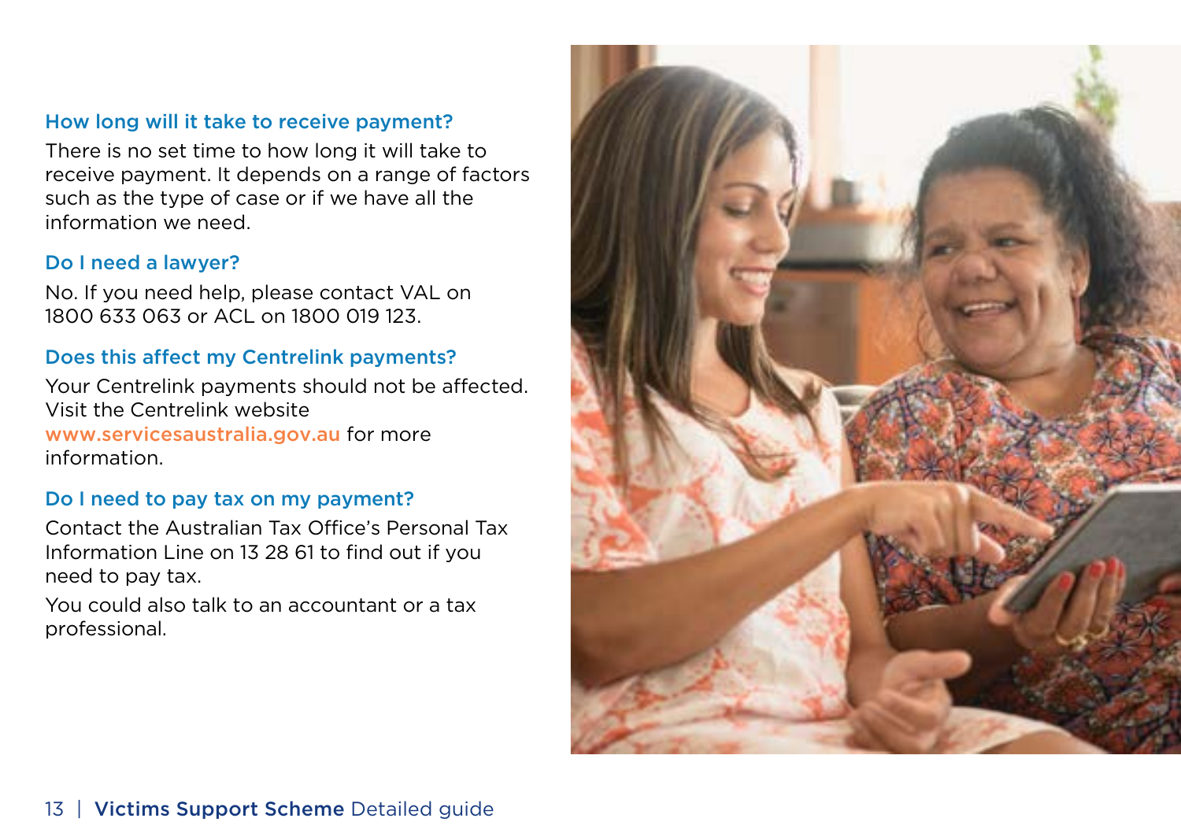### How long will it take to receive payment?

There is no set time to how long it will take to receive payment. It depends on a range of factors such as the type of case or if we have all the information we need.

### Do I need a lawyer?

No. If you need help, please contact VAL on 1800 633 063 or ACL on 1800 019 123.

### Does this affect my Centrelink payments?

Your Centrelink payments should not be affected. Visit the Centrelink website www.servicesaustralia.gov.au for more information.

### Do I need to pay tax on my payment?

Contact the Australian Tax Office's Personal Tax Information Line on 13 28 61 to find out if you need to pay tax.

You could also talk to an accountant or a tax professional.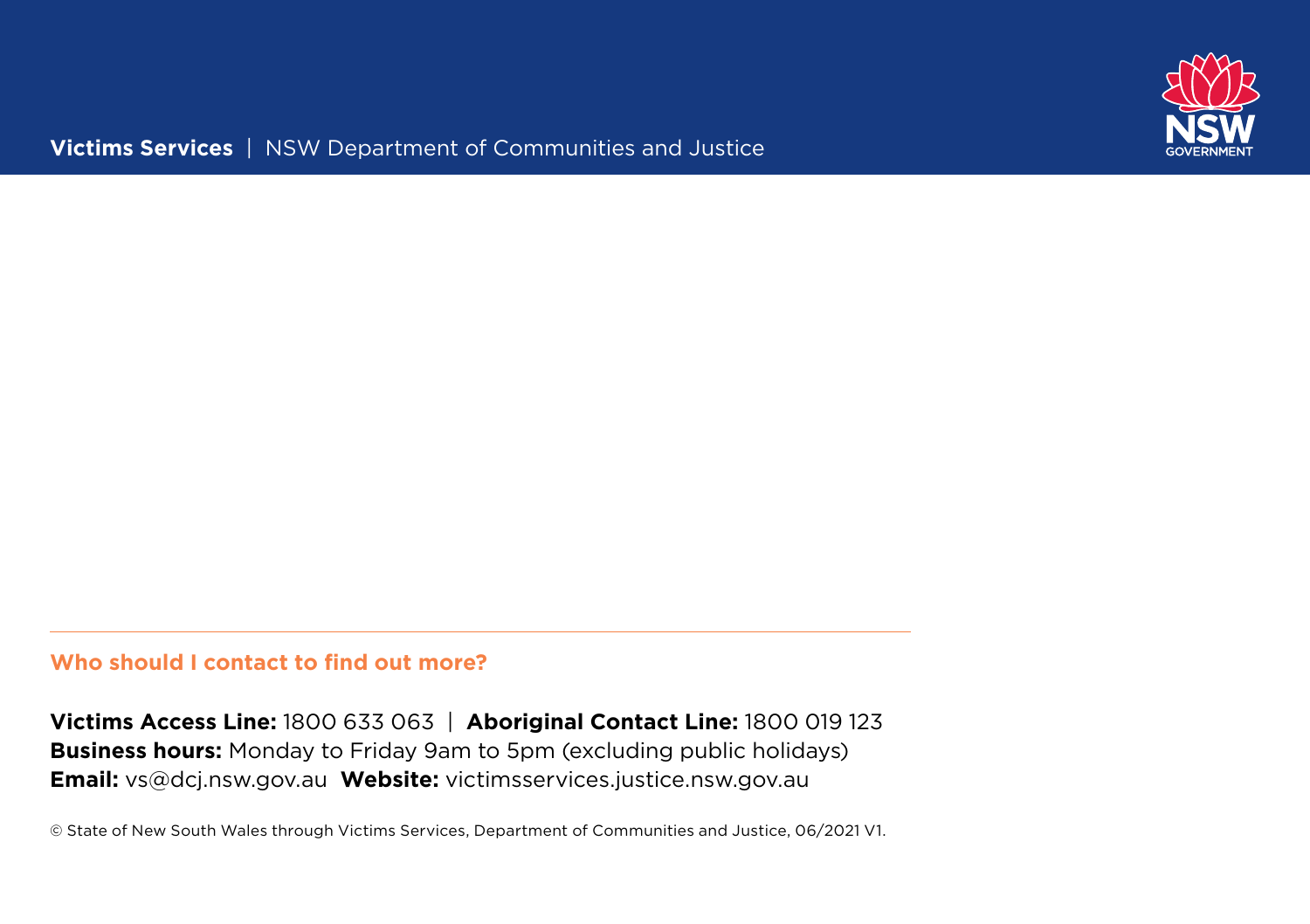**Victims Services** | NSW Department of Communities and Justice

## Who should I contact to find out more?

**Victims Access Line:** 1800 633 063 | **Aboriginal Contact Line:** 1800 019 123
**Business hours:** Monday to Friday 9am to 5pm (excluding public holidays)
**Email:** vs@dcj.nsw.gov.au **Website:** victimsservices.justice.nsw.gov.au

© State of New South Wales through Victims Services, Department of Communities and Justice, 06/2021 V1.